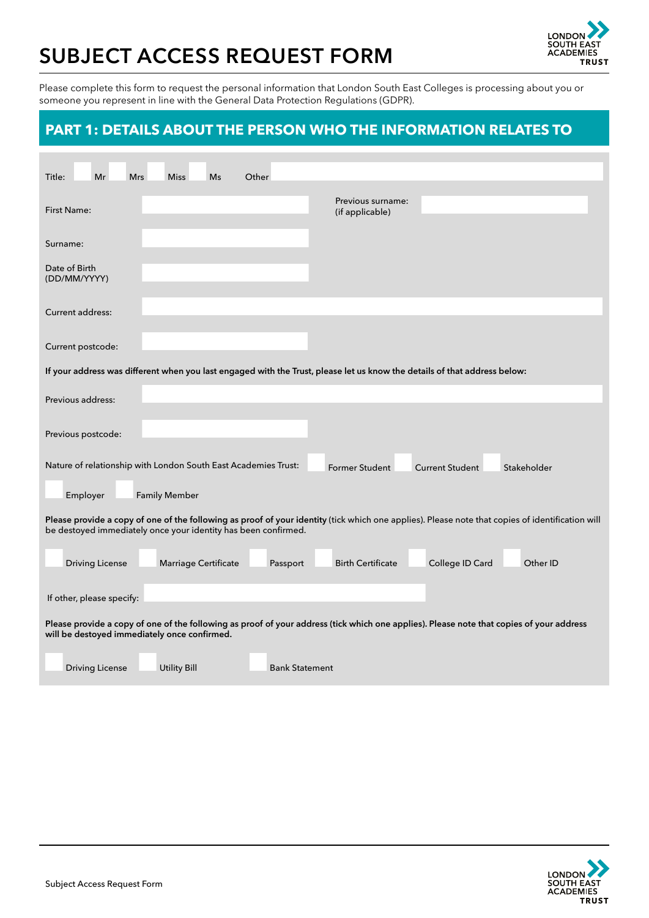# SUBJECT ACCESS REQUEST FORM

Please complete this form to request the personal information that London South East Colleges is processing about you or someone you represent in line with the General Data Protection Regulations (GDPR).

## PART 1: DETAILS ABOUT THE PERSON WHO THE INFORMATION RELATES TO

Title: ☐ Mr ☐ Mrs ☐ Miss ☐ Ms Other ____________

First Name: ____________ Previous surname: (if applicable) ____________

Surname: ____________

Date of Birth (DD/MM/YYYY) ____________

Current address: ____________

Current postcode: ____________

**If your address was different when you last engaged with the Trust, please let us know the details of that address below:**

Previous address: ____________

Previous postcode: ____________

Nature of relationship with London South East Academies Trust: ☐ Former Student ☐ Current Student ☐ Stakeholder ☐ Employer ☐ Family Member

**Please provide a copy of one of the following as proof of your identity** (tick which one applies). Please note that copies of identification will be destoyed immediately once your identity has been confirmed.

☐ Driving License ☐ Marriage Certificate ☐ Passport ☐ Birth Certificate ☐ College ID Card ☐ Other ID

If other, please specify: ____________

**Please provide a copy of one of the following as proof of your address (tick which one applies). Please note that copies of your address will be destoyed immediately once confirmed.**

☐ Driving License ☐ Utility Bill ☐ Bank Statement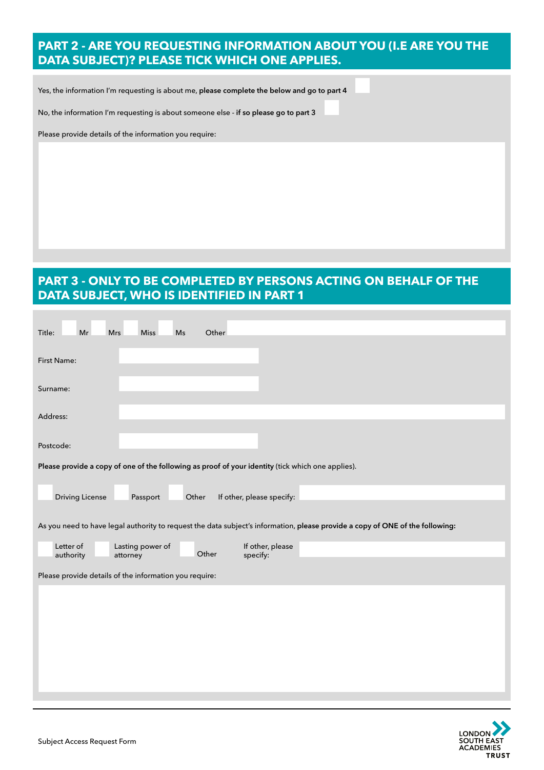## PART 2 - ARE YOU REQUESTING INFORMATION ABOUT YOU (I.E ARE YOU THE DATA SUBJECT)? PLEASE TICK WHICH ONE APPLIES.

Yes, the information I'm requesting is about me, **please complete the below and go to part 4** ☐

No, the information I'm requesting is about someone else - **if so please go to part 3** ☐

Please provide details of the information you require:

## PART 3 - ONLY TO BE COMPLETED BY PERSONS ACTING ON BEHALF OF THE DATA SUBJECT, WHO IS IDENTIFIED IN PART 1

Title: ☐ Mr ☐ Mrs ☐ Miss ☐ Ms Other

First Name:

Surname:

Address:

Postcode:

**Please provide a copy of one of the following as proof of your identity** (tick which one applies).

☐ Driving License ☐ Passport ☐ Other If other, please specify:

As you need to have legal authority to request the data subject's information, **please provide a copy of ONE of the following:**

☐ Letter of authority ☐ Lasting power of attorney ☐ Other If other, please specify:

Please provide details of the information you require: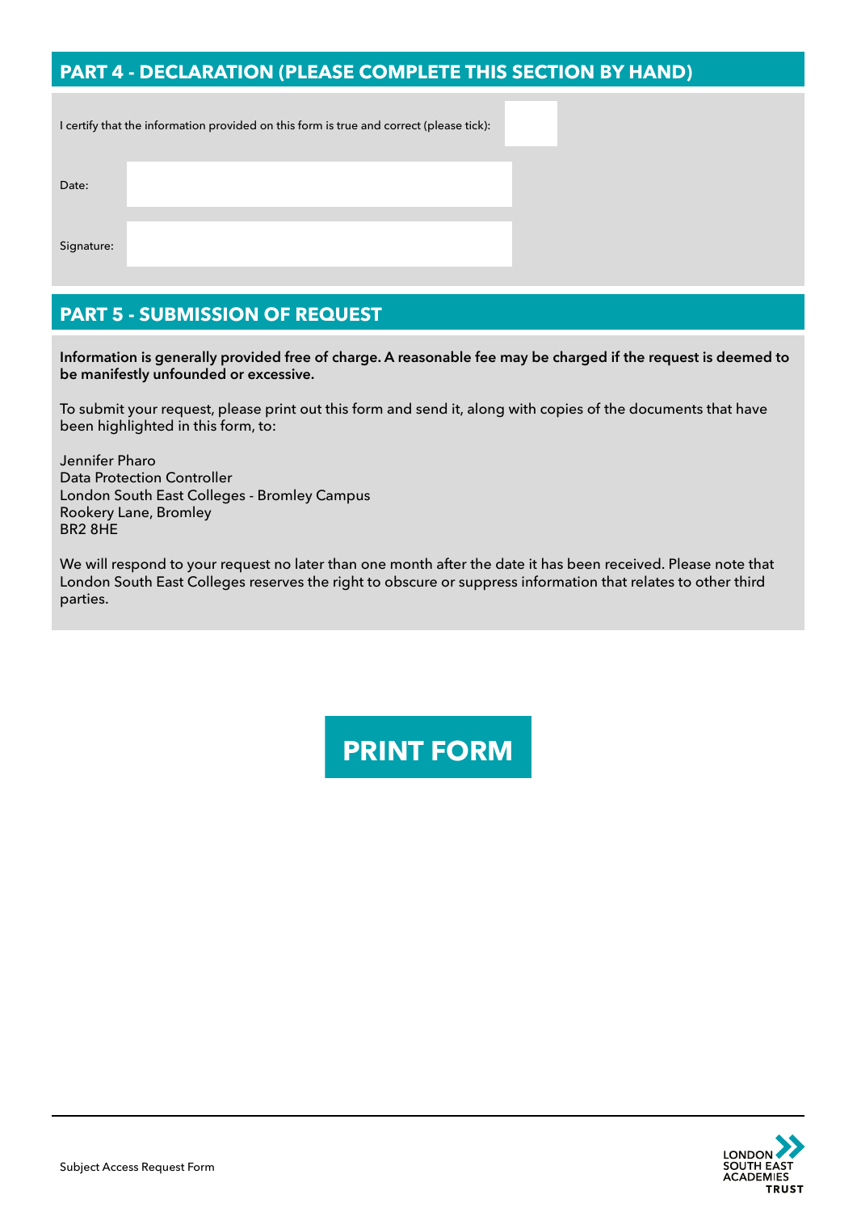## PART 4 - DECLARATION (PLEASE COMPLETE THIS SECTION BY HAND)

I certify that the information provided on this form is true and correct (please tick):

Date:

Signature:

## PART 5 - SUBMISSION OF REQUEST

**Information is generally provided free of charge. A reasonable fee may be charged if the request is deemed to be manifestly unfounded or excessive.**

To submit your request, please print out this form and send it, along with copies of the documents that have been highlighted in this form, to:

Jennifer Pharo
Data Protection Controller
London South East Colleges - Bromley Campus
Rookery Lane, Bromley
BR2 8HE

We will respond to your request no later than one month after the date it has been received. Please note that London South East Colleges reserves the right to obscure or suppress information that relates to other third parties.

**PRINT FORM**